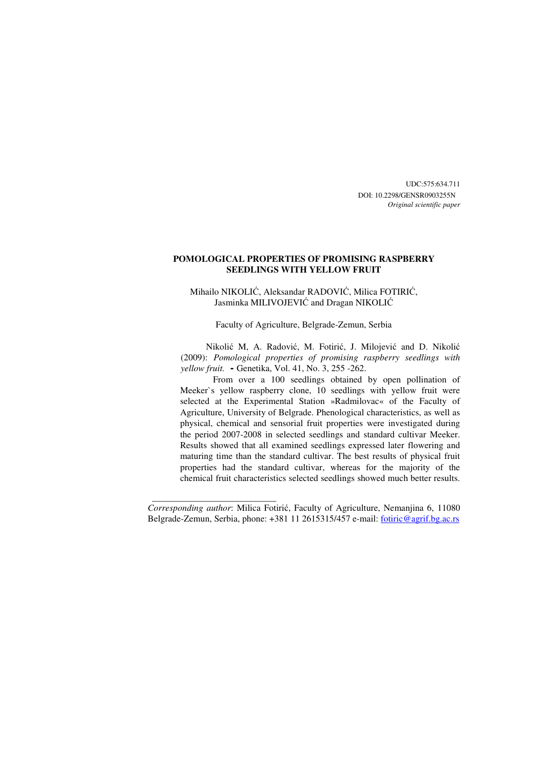UDC:575:634.711
DOI: 10.2298/GENSR0903255N
*Original scientific paper*

# POMOLOGICAL PROPERTIES OF PROMISING RASPBERRY SEEDLINGS WITH YELLOW FRUIT

Mihailo NIKOLIĆ, Aleksandar RADOVIĆ, Milica FOTIRIĆ, Jasminka MILIVOJEVIĆ and Dragan NIKOLIĆ

Faculty of Agriculture, Belgrade-Zemun, Serbia

Nikolić M, A. Radović, M. Fotirić, J. Milojević and D. Nikolić (2009): *Pomological properties of promising raspberry seedlings with yellow fruit.* **-** Genetika, Vol. 41, No. 3, 255 -262.

From over a 100 seedlings obtained by open pollination of Meeker`s yellow raspberry clone, 10 seedlings with yellow fruit were selected at the Experimental Station »Radmilovac« of the Faculty of Agriculture, University of Belgrade. Phenological characteristics, as well as physical, chemical and sensorial fruit properties were investigated during the period 2007-2008 in selected seedlings and standard cultivar Meeker. Results showed that all examined seedlings expressed later flowering and maturing time than the standard cultivar. The best results of physical fruit properties had the standard cultivar, whereas for the majority of the chemical fruit characteristics selected seedlings showed much better results.

---

*Corresponding author*: Milica Fotirić, Faculty of Agriculture, Nemanjina 6, 11080 Belgrade-Zemun, Serbia, phone: +381 11 2615315/457 e-mail: fotiric@agrif.bg.ac.rs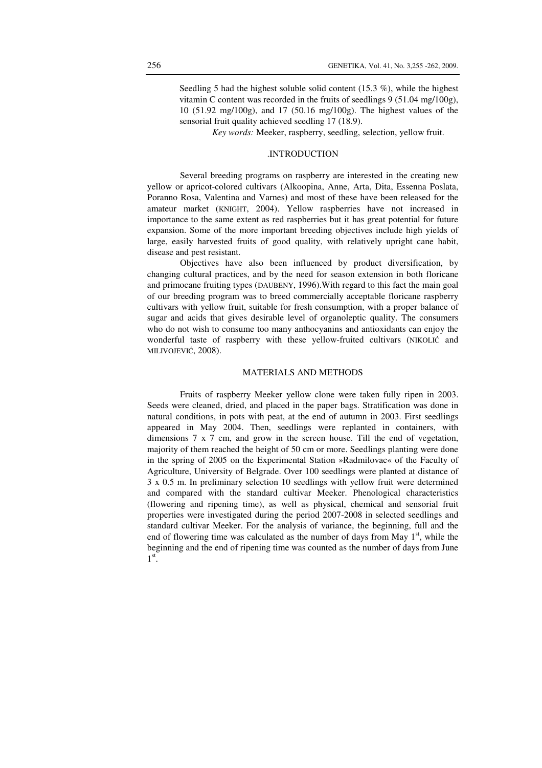Seedling 5 had the highest soluble solid content (15.3 %), while the highest vitamin C content was recorded in the fruits of seedlings 9 (51.04 mg/100g), 10 (51.92 mg/100g), and 17 (50.16 mg/100g). The highest values of the sensorial fruit quality achieved seedling 17 (18.9).

*Key words:* Meeker, raspberry, seedling, selection, yellow fruit.

## .INTRODUCTION

Several breeding programs on raspberry are interested in the creating new yellow or apricot-colored cultivars (Alkoopina, Anne, Arta, Dita, Essenna Poslata, Poranno Rosa, Valentina and Varnes) and most of these have been released for the amateur market (KNIGHT, 2004). Yellow raspberries have not increased in importance to the same extent as red raspberries but it has great potential for future expansion. Some of the more important breeding objectives include high yields of large, easily harvested fruits of good quality, with relatively upright cane habit, disease and pest resistant.

Objectives have also been influenced by product diversification, by changing cultural practices, and by the need for season extension in both floricane and primocane fruiting types (DAUBENY, 1996).With regard to this fact the main goal of our breeding program was to breed commercially acceptable floricane raspberry cultivars with yellow fruit, suitable for fresh consumption, with a proper balance of sugar and acids that gives desirable level of organoleptic quality. The consumers who do not wish to consume too many anthocyanins and antioxidants can enjoy the wonderful taste of raspberry with these yellow-fruited cultivars (NIKOLIĆ and MILIVOJEVIĆ, 2008).

## MATERIALS AND METHODS

Fruits of raspberry Meeker yellow clone were taken fully ripen in 2003. Seeds were cleaned, dried, and placed in the paper bags. Stratification was done in natural conditions, in pots with peat, at the end of autumn in 2003. First seedlings appeared in May 2004. Then, seedlings were replanted in containers, with dimensions 7 x 7 cm, and grow in the screen house. Till the end of vegetation, majority of them reached the height of 50 cm or more. Seedlings planting were done in the spring of 2005 on the Experimental Station »Radmilovac« of the Faculty of Agriculture, University of Belgrade. Over 100 seedlings were planted at distance of 3 x 0.5 m. In preliminary selection 10 seedlings with yellow fruit were determined and compared with the standard cultivar Meeker. Phenological characteristics (flowering and ripening time), as well as physical, chemical and sensorial fruit properties were investigated during the period 2007-2008 in selected seedlings and standard cultivar Meeker. For the analysis of variance, the beginning, full and the end of flowering time was calculated as the number of days from May 1st, while the beginning and the end of ripening time was counted as the number of days from June 1st.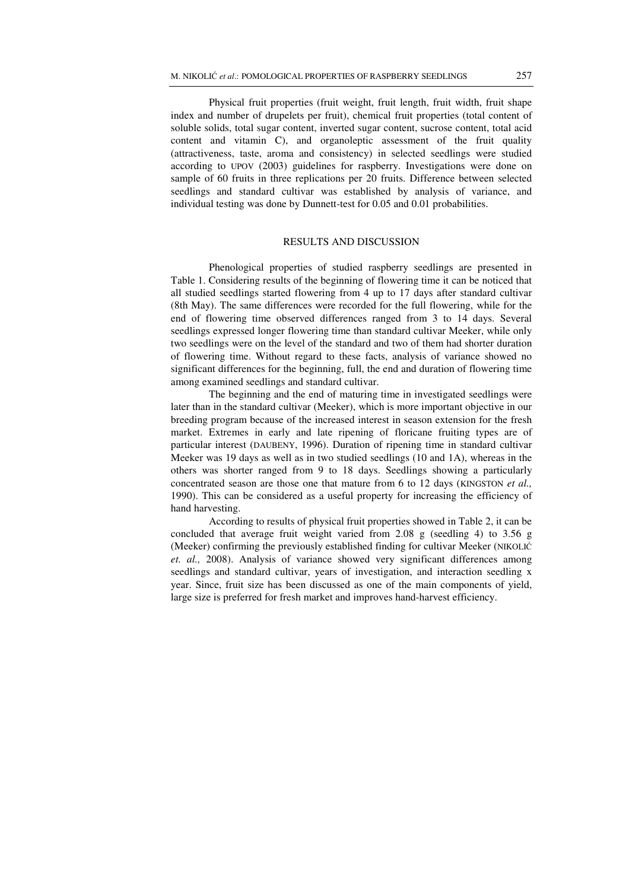Physical fruit properties (fruit weight, fruit length, fruit width, fruit shape index and number of drupelets per fruit), chemical fruit properties (total content of soluble solids, total sugar content, inverted sugar content, sucrose content, total acid content and vitamin C), and organoleptic assessment of the fruit quality (attractiveness, taste, aroma and consistency) in selected seedlings were studied according to UPOV (2003) guidelines for raspberry. Investigations were done on sample of 60 fruits in three replications per 20 fruits. Difference between selected seedlings and standard cultivar was established by analysis of variance, and individual testing was done by Dunnett-test for 0.05 and 0.01 probabilities.

## RESULTS AND DISCUSSION

Phenological properties of studied raspberry seedlings are presented in Table 1. Considering results of the beginning of flowering time it can be noticed that all studied seedlings started flowering from 4 up to 17 days after standard cultivar (8th May). The same differences were recorded for the full flowering, while for the end of flowering time observed differences ranged from 3 to 14 days. Several seedlings expressed longer flowering time than standard cultivar Meeker, while only two seedlings were on the level of the standard and two of them had shorter duration of flowering time. Without regard to these facts, analysis of variance showed no significant differences for the beginning, full, the end and duration of flowering time among examined seedlings and standard cultivar.

The beginning and the end of maturing time in investigated seedlings were later than in the standard cultivar (Meeker), which is more important objective in our breeding program because of the increased interest in season extension for the fresh market. Extremes in early and late ripening of floricane fruiting types are of particular interest (DAUBENY, 1996). Duration of ripening time in standard cultivar Meeker was 19 days as well as in two studied seedlings (10 and 1A), whereas in the others was shorter ranged from 9 to 18 days. Seedlings showing a particularly concentrated season are those one that mature from 6 to 12 days (KINGSTON *et al.,* 1990). This can be considered as a useful property for increasing the efficiency of hand harvesting.

According to results of physical fruit properties showed in Table 2, it can be concluded that average fruit weight varied from 2.08 g (seedling 4) to 3.56 g (Meeker) confirming the previously established finding for cultivar Meeker (NIKOLIĆ *et. al.,* 2008). Analysis of variance showed very significant differences among seedlings and standard cultivar, years of investigation, and interaction seedling x year. Since, fruit size has been discussed as one of the main components of yield, large size is preferred for fresh market and improves hand-harvest efficiency.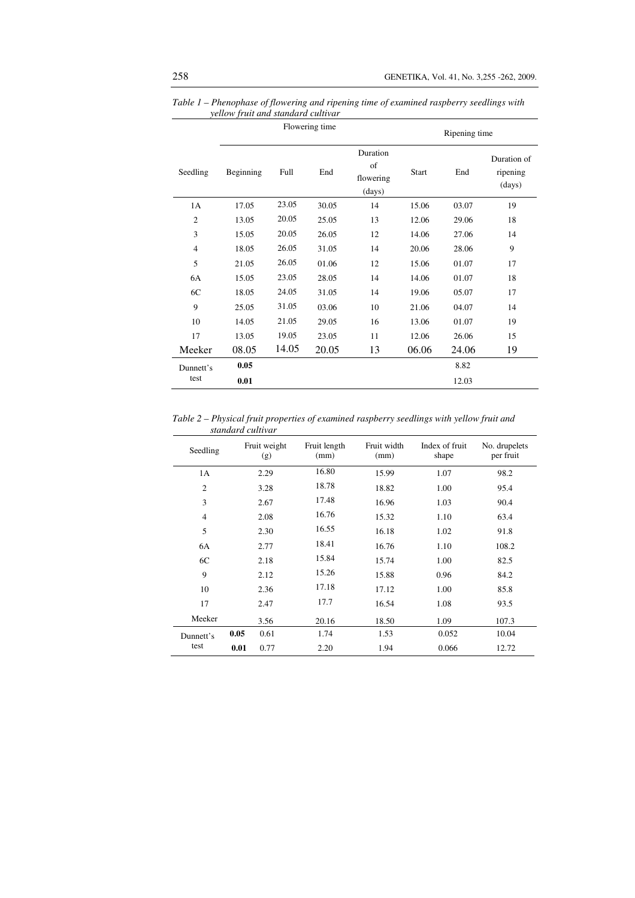*Table 1 – Phenophase of flowering and ripening time of examined raspberry seedlings with yellow fruit and standard cultivar*

| Seedling | Flowering time | | | | Ripening time | | |
|---|---|---|---|---|---|---|---|
| | Beginning | Full | End | Duration of flowering (days) | Start | End | Duration of ripening (days) |
| 1A | 17.05 | 23.05 | 30.05 | 14 | 15.06 | 03.07 | 19 |
| 2 | 13.05 | 20.05 | 25.05 | 13 | 12.06 | 29.06 | 18 |
| 3 | 15.05 | 20.05 | 26.05 | 12 | 14.06 | 27.06 | 14 |
| 4 | 18.05 | 26.05 | 31.05 | 14 | 20.06 | 28.06 | 9 |
| 5 | 21.05 | 26.05 | 01.06 | 12 | 15.06 | 01.07 | 17 |
| 6A | 15.05 | 23.05 | 28.05 | 14 | 14.06 | 01.07 | 18 |
| 6C | 18.05 | 24.05 | 31.05 | 14 | 19.06 | 05.07 | 17 |
| 9 | 25.05 | 31.05 | 03.06 | 10 | 21.06 | 04.07 | 14 |
| 10 | 14.05 | 21.05 | 29.05 | 16 | 13.06 | 01.07 | 19 |
| 17 | 13.05 | 19.05 | 23.05 | 11 | 12.06 | 26.06 | 15 |
| Meeker | 08.05 | 14.05 | 20.05 | 13 | 06.06 | 24.06 | 19 |
| Dunnett's test | **0.05** | | | | | 8.82 | |
| | **0.01** | | | | | 12.03 | |

*Table 2 – Physical fruit properties of examined raspberry seedlings with yellow fruit and standard cultivar*

| Seedling | | Fruit weight (g) | Fruit length (mm) | Fruit width (mm) | Index of fruit shape | No. drupelets per fruit |
|---|---|---|---|---|---|---|
| 1A | | 2.29 | 16.80 | 15.99 | 1.07 | 98.2 |
| 2 | | 3.28 | 18.78 | 18.82 | 1.00 | 95.4 |
| 3 | | 2.67 | 17.48 | 16.96 | 1.03 | 90.4 |
| 4 | | 2.08 | 16.76 | 15.32 | 1.10 | 63.4 |
| 5 | | 2.30 | 16.55 | 16.18 | 1.02 | 91.8 |
| 6A | | 2.77 | 18.41 | 16.76 | 1.10 | 108.2 |
| 6C | | 2.18 | 15.84 | 15.74 | 1.00 | 82.5 |
| 9 | | 2.12 | 15.26 | 15.88 | 0.96 | 84.2 |
| 10 | | 2.36 | 17.18 | 17.12 | 1.00 | 85.8 |
| 17 | | 2.47 | 17.7 | 16.54 | 1.08 | 93.5 |
| Meeker | | 3.56 | 20.16 | 18.50 | 1.09 | 107.3 |
| Dunnett's test | **0.05** | 0.61 | 1.74 | 1.53 | 0.052 | 10.04 |
| | **0.01** | 0.77 | 2.20 | 1.94 | 0.066 | 12.72 |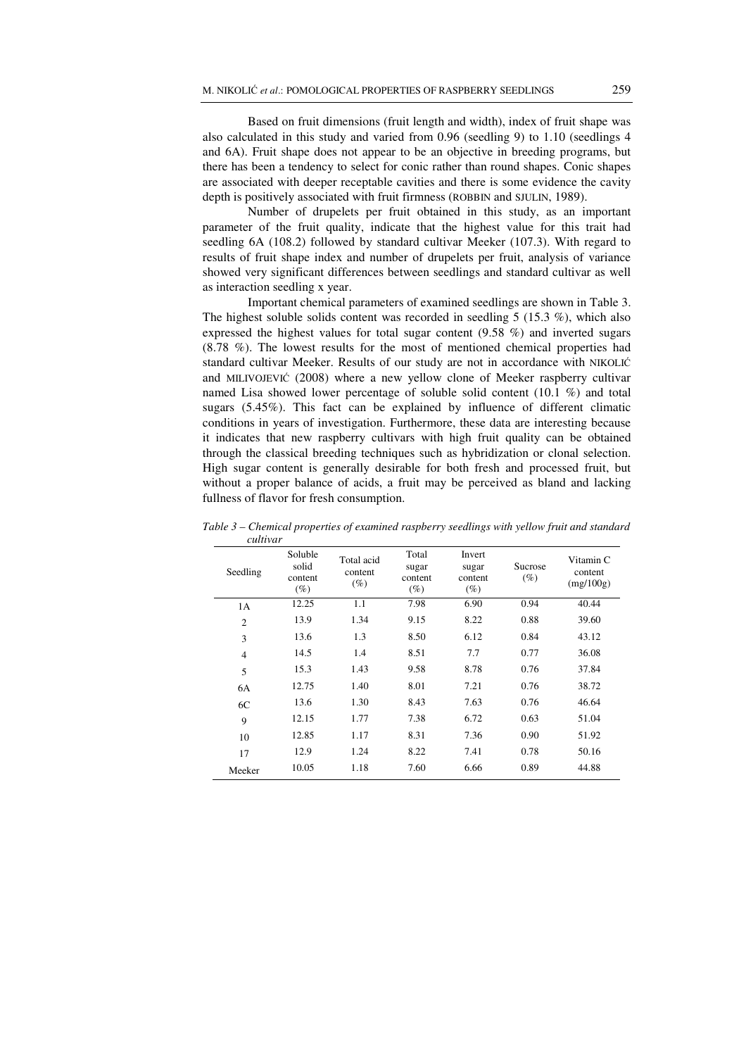Based on fruit dimensions (fruit length and width), index of fruit shape was also calculated in this study and varied from 0.96 (seedling 9) to 1.10 (seedlings 4 and 6A). Fruit shape does not appear to be an objective in breeding programs, but there has been a tendency to select for conic rather than round shapes. Conic shapes are associated with deeper receptable cavities and there is some evidence the cavity depth is positively associated with fruit firmness (ROBBIN and SJULIN, 1989).

Number of drupelets per fruit obtained in this study, as an important parameter of the fruit quality, indicate that the highest value for this trait had seedling 6A (108.2) followed by standard cultivar Meeker (107.3). With regard to results of fruit shape index and number of drupelets per fruit, analysis of variance showed very significant differences between seedlings and standard cultivar as well as interaction seedling x year.

Important chemical parameters of examined seedlings are shown in Table 3. The highest soluble solids content was recorded in seedling 5 (15.3 %), which also expressed the highest values for total sugar content (9.58 %) and inverted sugars (8.78 %). The lowest results for the most of mentioned chemical properties had standard cultivar Meeker. Results of our study are not in accordance with NIKOLIĆ and MILIVOJEVIĆ (2008) where a new yellow clone of Meeker raspberry cultivar named Lisa showed lower percentage of soluble solid content (10.1 %) and total sugars (5.45%). This fact can be explained by influence of different climatic conditions in years of investigation. Furthermore, these data are interesting because it indicates that new raspberry cultivars with high fruit quality can be obtained through the classical breeding techniques such as hybridization or clonal selection. High sugar content is generally desirable for both fresh and processed fruit, but without a proper balance of acids, a fruit may be perceived as bland and lacking fullness of flavor for fresh consumption.

*Table 3 – Chemical properties of examined raspberry seedlings with yellow fruit and standard cultivar*

| Seedling | Soluble solid content (%) | Total acid content (%) | Total sugar content (%) | Invert sugar content (%) | Sucrose (%) | Vitamin C content (mg/100g) |
|---|---|---|---|---|---|---|
| 1A | 12.25 | 1.1 | 7.98 | 6.90 | 0.94 | 40.44 |
| 2 | 13.9 | 1.34 | 9.15 | 8.22 | 0.88 | 39.60 |
| 3 | 13.6 | 1.3 | 8.50 | 6.12 | 0.84 | 43.12 |
| 4 | 14.5 | 1.4 | 8.51 | 7.7 | 0.77 | 36.08 |
| 5 | 15.3 | 1.43 | 9.58 | 8.78 | 0.76 | 37.84 |
| 6A | 12.75 | 1.40 | 8.01 | 7.21 | 0.76 | 38.72 |
| 6C | 13.6 | 1.30 | 8.43 | 7.63 | 0.76 | 46.64 |
| 9 | 12.15 | 1.77 | 7.38 | 6.72 | 0.63 | 51.04 |
| 10 | 12.85 | 1.17 | 8.31 | 7.36 | 0.90 | 51.92 |
| 17 | 12.9 | 1.24 | 8.22 | 7.41 | 0.78 | 50.16 |
| Meeker | 10.05 | 1.18 | 7.60 | 6.66 | 0.89 | 44.88 |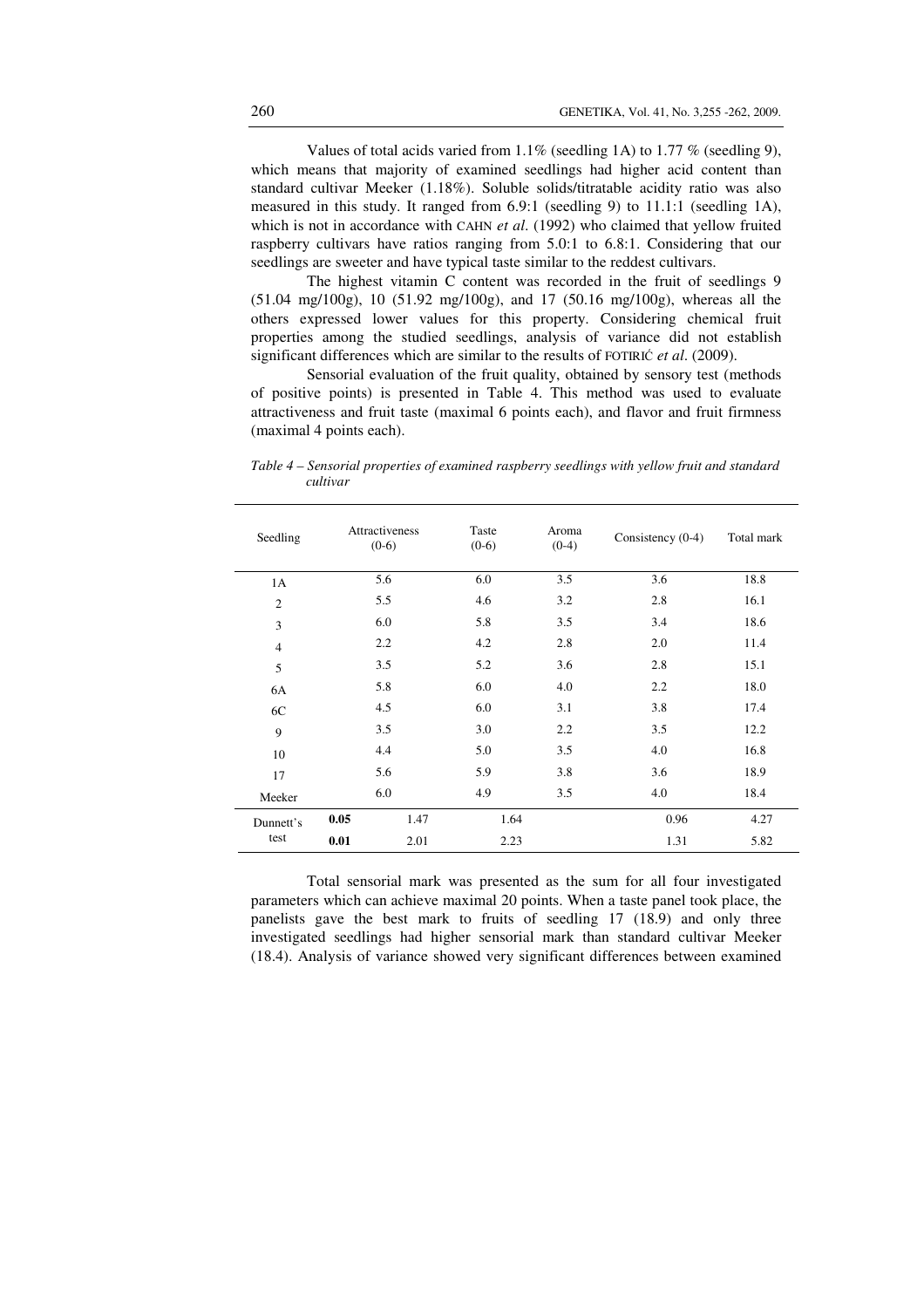Values of total acids varied from 1.1% (seedling 1A) to 1.77 % (seedling 9), which means that majority of examined seedlings had higher acid content than standard cultivar Meeker (1.18%). Soluble solids/titratable acidity ratio was also measured in this study. It ranged from 6.9:1 (seedling 9) to 11.1:1 (seedling 1A), which is not in accordance with CAHN *et al.* (1992) who claimed that yellow fruited raspberry cultivars have ratios ranging from 5.0:1 to 6.8:1. Considering that our seedlings are sweeter and have typical taste similar to the reddest cultivars.

The highest vitamin C content was recorded in the fruit of seedlings 9 (51.04 mg/100g), 10 (51.92 mg/100g), and 17 (50.16 mg/100g), whereas all the others expressed lower values for this property. Considering chemical fruit properties among the studied seedlings, analysis of variance did not establish significant differences which are similar to the results of FOTIRIĆ *et al.* (2009).

Sensorial evaluation of the fruit quality, obtained by sensory test (methods of positive points) is presented in Table 4. This method was used to evaluate attractiveness and fruit taste (maximal 6 points each), and flavor and fruit firmness (maximal 4 points each).

*Table 4 – Sensorial properties of examined raspberry seedlings with yellow fruit and standard cultivar*

| Seedling | | Attractiveness (0-6) | Taste (0-6) | Aroma (0-4) | Consistency (0-4) | Total mark |
|---|---|---|---|---|---|---|
| 1A | | 5.6 | 6.0 | 3.5 | 3.6 | 18.8 |
| 2 | | 5.5 | 4.6 | 3.2 | 2.8 | 16.1 |
| 3 | | 6.0 | 5.8 | 3.5 | 3.4 | 18.6 |
| 4 | | 2.2 | 4.2 | 2.8 | 2.0 | 11.4 |
| 5 | | 3.5 | 5.2 | 3.6 | 2.8 | 15.1 |
| 6A | | 5.8 | 6.0 | 4.0 | 2.2 | 18.0 |
| 6C | | 4.5 | 6.0 | 3.1 | 3.8 | 17.4 |
| 9 | | 3.5 | 3.0 | 2.2 | 3.5 | 12.2 |
| 10 | | 4.4 | 5.0 | 3.5 | 4.0 | 16.8 |
| 17 | | 5.6 | 5.9 | 3.8 | 3.6 | 18.9 |
| Meeker | | 6.0 | 4.9 | 3.5 | 4.0 | 18.4 |
| Dunnett's test | **0.05** | 1.47 | 1.64 | | 0.96 | 4.27 |
| | **0.01** | 2.01 | 2.23 | | 1.31 | 5.82 |

Total sensorial mark was presented as the sum for all four investigated parameters which can achieve maximal 20 points. When a taste panel took place, the panelists gave the best mark to fruits of seedling 17 (18.9) and only three investigated seedlings had higher sensorial mark than standard cultivar Meeker (18.4). Analysis of variance showed very significant differences between examined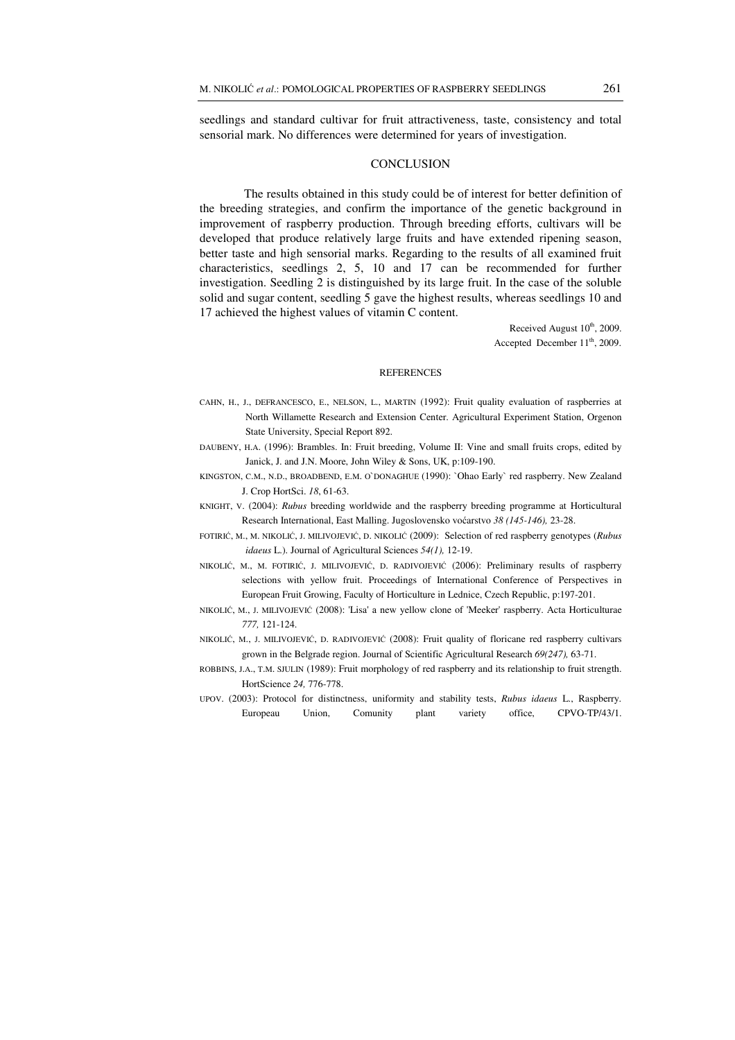seedlings and standard cultivar for fruit attractiveness, taste, consistency and total sensorial mark. No differences were determined for years of investigation.

## CONCLUSION

The results obtained in this study could be of interest for better definition of the breeding strategies, and confirm the importance of the genetic background in improvement of raspberry production. Through breeding efforts, cultivars will be developed that produce relatively large fruits and have extended ripening season, better taste and high sensorial marks. Regarding to the results of all examined fruit characteristics, seedlings 2, 5, 10 and 17 can be recommended for further investigation. Seedling 2 is distinguished by its large fruit. In the case of the soluble solid and sugar content, seedling 5 gave the highest results, whereas seedlings 10 and 17 achieved the highest values of vitamin C content.

Received August 10th, 2009.
Accepted December 11th, 2009.

## REFERENCES

CAHN, H., J., DEFRANCESCO, E., NELSON, L., MARTIN (1992): Fruit quality evaluation of raspberries at North Willamette Research and Extension Center. Agricultural Experiment Station, Orgenon State University, Special Report 892.

DAUBENY, H.A. (1996): Brambles. In: Fruit breeding, Volume II: Vine and small fruits crops, edited by Janick, J. and J.N. Moore, John Wiley & Sons, UK, p:109-190.

KINGSTON, C.M., N.D., BROADBEND, E.M. O`DONAGHUE (1990): `Ohao Early` red raspberry. New Zealand J. Crop HortSci. *18*, 61-63.

KNIGHT, V. (2004): *Rubus* breeding worldwide and the raspberry breeding programme at Horticultural Research International, East Malling. Jugoslovensko voćarstvo *38 (145-146),* 23-28.

FOTIRIĆ, M., M. NIKOLIĆ, J. MILIVOJEVIĆ, D. NIKOLIĆ (2009): Selection of red raspberry genotypes (*Rubus idaeus* L.). Journal of Agricultural Sciences *54(1),* 12-19.

NIKOLIĆ, M., M. FOTIRIĆ, J. MILIVOJEVIĆ, D. RADIVOJEVIĆ (2006): Preliminary results of raspberry selections with yellow fruit. Proceedings of International Conference of Perspectives in European Fruit Growing, Faculty of Horticulture in Lednice, Czech Republic, p:197-201.

NIKOLIĆ, M., J. MILIVOJEVIĆ (2008): 'Lisa' a new yellow clone of 'Meeker' raspberry. Acta Horticulturae *777,* 121-124.

NIKOLIĆ, M., J. MILIVOJEVIĆ, D. RADIVOJEVIĆ (2008): Fruit quality of floricane red raspberry cultivars grown in the Belgrade region. Journal of Scientific Agricultural Research *69(247),* 63-71.

ROBBINS, J.A., T.M. SJULIN (1989): Fruit morphology of red raspberry and its relationship to fruit strength. HortScience *24,* 776-778.

UPOV. (2003): Protocol for distinctness, uniformity and stability tests, *Rubus idaeus* L., Raspberry. Europeau Union, Comunity plant variety office, CPVO-TP/43/1.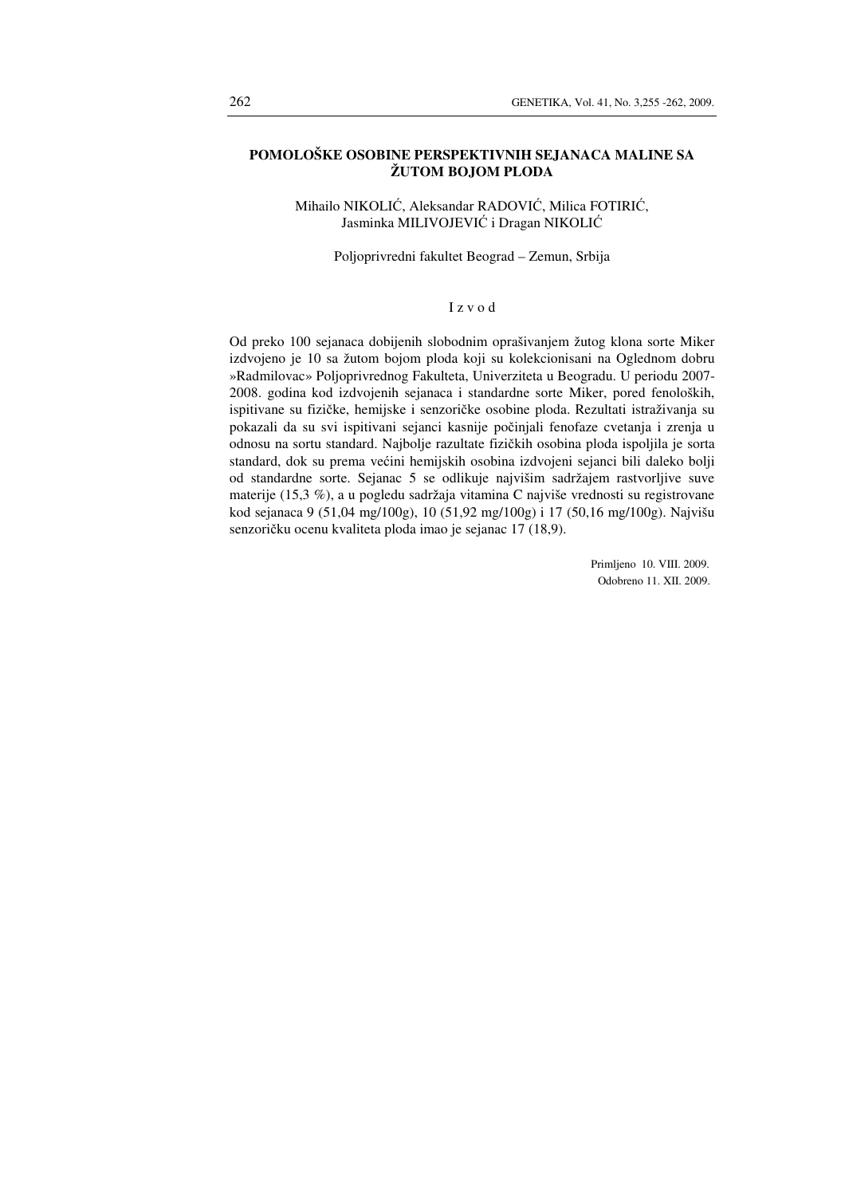# POMOLOŠKE OSOBINE PERSPEKTIVNIH SEJANACA MALINE SA ŽUTOM BOJOM PLODA

Mihailo NIKOLIĆ, Aleksandar RADOVIĆ, Milica FOTIRIĆ,
Jasminka MILIVOJEVIĆ i Dragan NIKOLIĆ

Poljoprivredni fakultet Beograd – Zemun, Srbija

## I z v o d

Od preko 100 sejanaca dobijenih slobodnim oprašivanjem žutog klona sorte Miker izdvojeno je 10 sa žutom bojom ploda koji su kolekcionisani na Oglednom dobru »Radmilovac» Poljoprivrednog Fakulteta, Univerziteta u Beogradu. U periodu 2007-2008. godina kod izdvojenih sejanaca i standardne sorte Miker, pored fenoloških, ispitivane su fizičke, hemijske i senzoričke osobine ploda. Rezultati istraživanja su pokazali da su svi ispitivani sejanci kasnije počinjali fenofaze cvetanja i zrenja u odnosu na sortu standard. Najbolje razultate fizičkih osobina ploda ispoljila je sorta standard, dok su prema većini hemijskih osobina izdvojeni sejanci bili daleko bolji od standardne sorte. Sejanac 5 se odlikuje najvišim sadržajem rastvorljive suve materije (15,3 %), a u pogledu sadržaja vitamina C najviše vrednosti su registrovane kod sejanaca 9 (51,04 mg/100g), 10 (51,92 mg/100g) i 17 (50,16 mg/100g). Najvišu senzoričku ocenu kvaliteta ploda imao je sejanac 17 (18,9).

Primljeno 10. VIII. 2009.
Odobreno 11. XII. 2009.